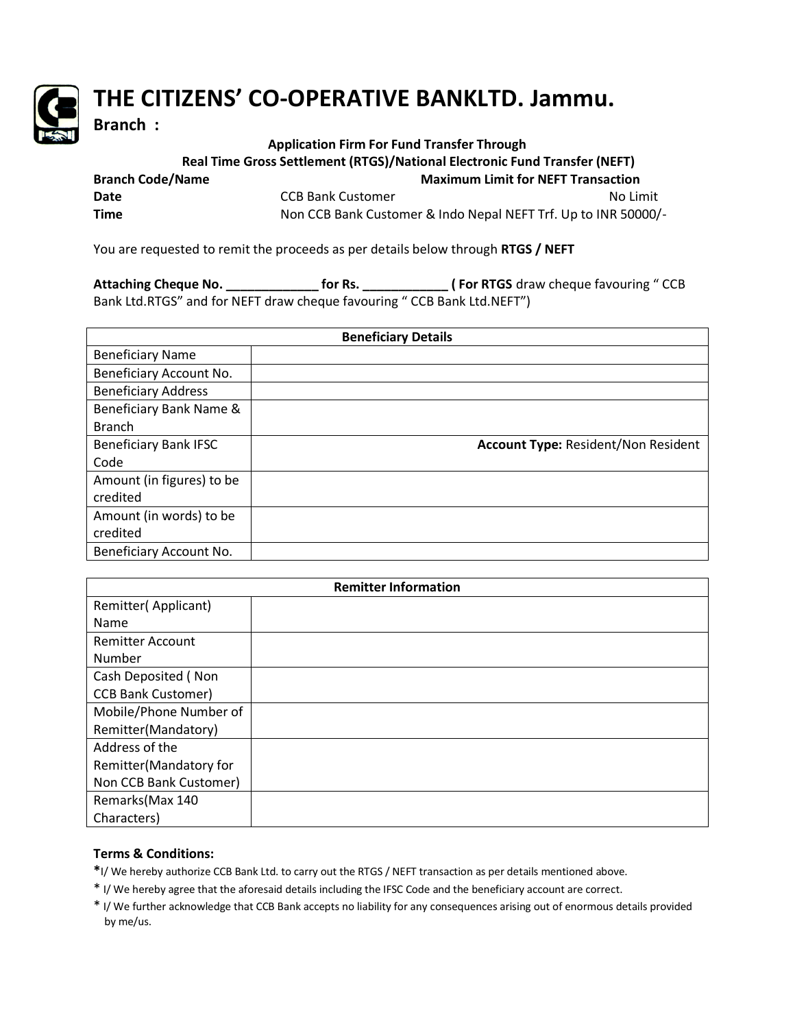# THE CITIZENS' CO-OPERATIVE BANKLTD. Jammu.

**Branch :**

**Application Firm For Fund Transfer Through**
**Real Time Gross Settlement (RTGS)/National Electronic Fund Transfer (NEFT)**

**Branch Code/Name** | **Maximum Limit for NEFT Transaction**
**Date** | CCB Bank Customer | No Limit
**Time** | Non CCB Bank Customer & Indo Nepal NEFT Trf. Up to INR 50000/-

You are requested to remit the proceeds as per details below through **RTGS / NEFT**

**Attaching Cheque No. _____________ for Rs. ____________ ( For RTGS** draw cheque favouring " CCB Bank Ltd.RTGS" and for NEFT draw cheque favouring " CCB Bank Ltd.NEFT")

| Beneficiary Details | |
|---|---|
| Beneficiary Name | |
| Beneficiary Account No. | |
| Beneficiary Address | |
| Beneficiary Bank Name & Branch | |
| Beneficiary Bank IFSC Code | **Account Type:** Resident/Non Resident |
| Amount (in figures) to be credited | |
| Amount (in words) to be credited | |
| Beneficiary Account No. | |

| Remitter Information | |
|---|---|
| Remitter( Applicant) Name | |
| Remitter Account Number | |
| Cash Deposited ( Non CCB Bank Customer) | |
| Mobile/Phone Number of Remitter(Mandatory) | |
| Address of the Remitter(Mandatory for Non CCB Bank Customer) | |
| Remarks(Max 140 Characters) | |

**Terms & Conditions:**

*I/ We hereby authorize CCB Bank Ltd. to carry out the RTGS / NEFT transaction as per details mentioned above.

* I/ We hereby agree that the aforesaid details including the IFSC Code and the beneficiary account are correct.

* I/ We further acknowledge that CCB Bank accepts no liability for any consequences arising out of enormous details provided by me/us.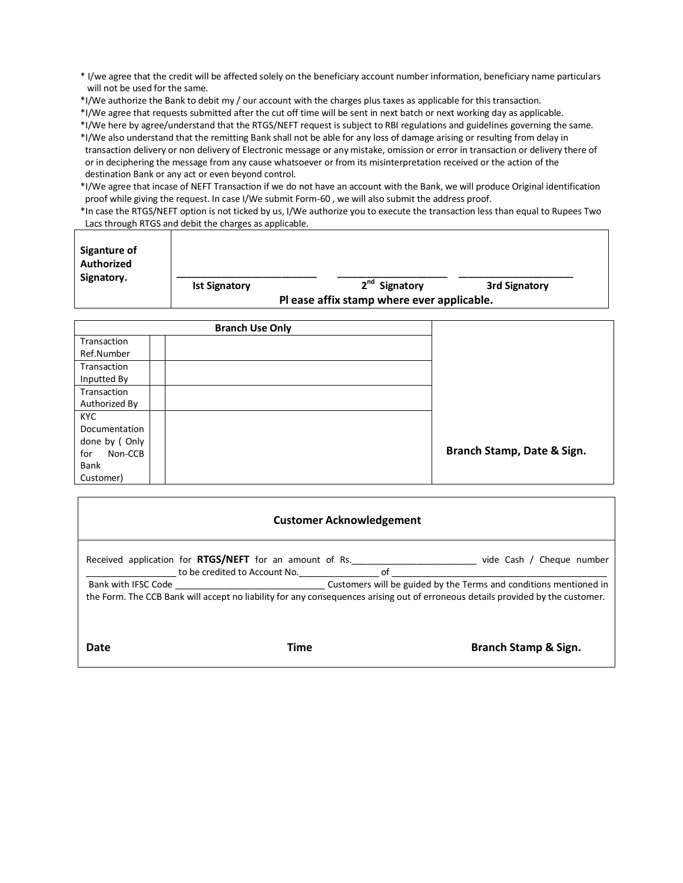* I/we agree that the credit will be affected solely on the beneficiary account number information, beneficiary name particulars will not be used for the same.
*I/We authorize the Bank to debit my / our account with the charges plus taxes as applicable for this transaction.
*I/We agree that requests submitted after the cut off time will be sent in next batch or next working day as applicable.
*I/We here by agree/understand that the RTGS/NEFT request is subject to RBI regulations and guidelines governing the same.
*I/We also understand that the remitting Bank shall not be able for any loss of damage arising or resulting from delay in transaction delivery or non delivery of Electronic message or any mistake, omission or error in transaction or delivery there of or in deciphering the message from any cause whatsoever or from its misinterpretation received or the action of the destination Bank or any act or even beyond control.
*I/We agree that incase of NEFT Transaction if we do not have an account with the Bank, we will produce Original identification proof while giving the request. In case I/We submit Form-60 , we will also submit the address proof.
*In case the RTGS/NEFT option is not ticked by us, I/We authorize you to execute the transaction less than equal to Rupees Two Lacs through RTGS and debit the charges as applicable.

| | | | |
|---|---|---|---|
| **Siganture of Authorized Signatory.** | ________________________ **Ist Signatory** | ________________________ **2nd Signatory** | ________________________ **3rd Signatory** |
| | **Pl ease affix stamp where ever applicable.** | | |

| **Branch Use Only** | | | |
|---|---|---|---|
| Transaction Ref.Number | | | **Branch Stamp, Date & Sign.** |
| Transaction Inputted By | | | |
| Transaction Authorized By | | | |
| KYC Documentation done by ( Only for Non-CCB Bank Customer) | | | |

## Customer Acknowledgement

Received application for **RTGS/NEFT** for an amount of Rs.________________________ vide Cash / Cheque number __________________ to be credited to Account No.________________ of ____________________________________________ Bank with IFSC Code ______________________________ Customers will be guided by the Terms and conditions mentioned in the Form. The CCB Bank will accept no liability for any consequences arising out of erroneous details provided by the customer.

**Date** **Time** **Branch Stamp & Sign.**